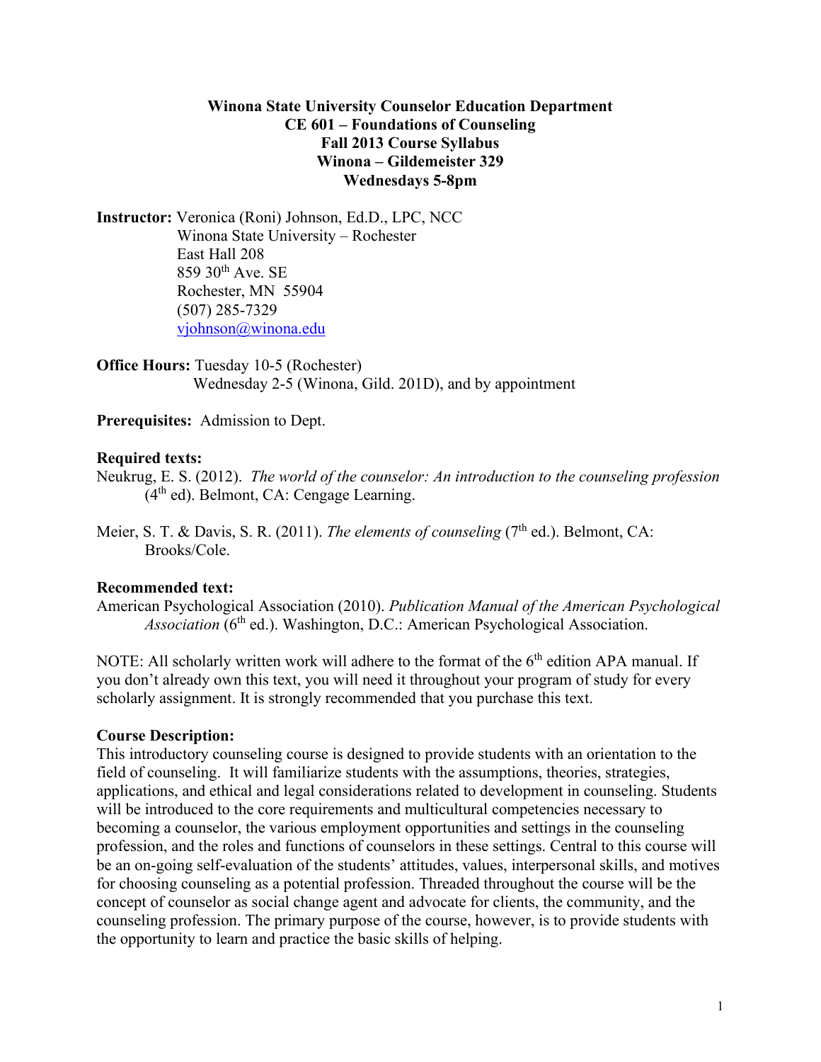**Winona State University Counselor Education Department**
**CE 601 – Foundations of Counseling**
**Fall 2013 Course Syllabus**
**Winona – Gildemeister 329**
**Wednesdays 5-8pm**

**Instructor:** Veronica (Roni) Johnson, Ed.D., LPC, NCC
Winona State University – Rochester
East Hall 208
859 30th Ave. SE
Rochester, MN 55904
(507) 285-7329
vjohnson@winona.edu

**Office Hours:** Tuesday 10-5 (Rochester)
Wednesday 2-5 (Winona, Gild. 201D), and by appointment

**Prerequisites:** Admission to Dept.

**Required texts:**

Neukrug, E. S. (2012). *The world of the counselor: An introduction to the counseling profession* (4th ed). Belmont, CA: Cengage Learning.

Meier, S. T. & Davis, S. R. (2011). *The elements of counseling* (7th ed.). Belmont, CA: Brooks/Cole.

**Recommended text:**

American Psychological Association (2010). *Publication Manual of the American Psychological Association* (6th ed.). Washington, D.C.: American Psychological Association.

NOTE: All scholarly written work will adhere to the format of the 6th edition APA manual. If you don't already own this text, you will need it throughout your program of study for every scholarly assignment. It is strongly recommended that you purchase this text.

**Course Description:**

This introductory counseling course is designed to provide students with an orientation to the field of counseling. It will familiarize students with the assumptions, theories, strategies, applications, and ethical and legal considerations related to development in counseling. Students will be introduced to the core requirements and multicultural competencies necessary to becoming a counselor, the various employment opportunities and settings in the counseling profession, and the roles and functions of counselors in these settings. Central to this course will be an on-going self-evaluation of the students' attitudes, values, interpersonal skills, and motives for choosing counseling as a potential profession. Threaded throughout the course will be the concept of counselor as social change agent and advocate for clients, the community, and the counseling profession. The primary purpose of the course, however, is to provide students with the opportunity to learn and practice the basic skills of helping.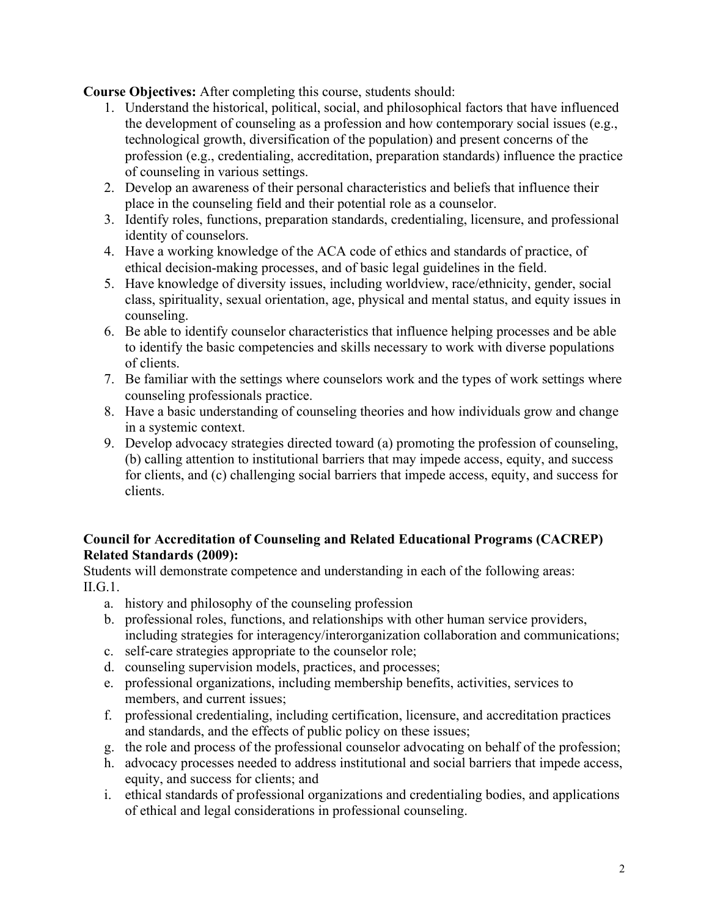**Course Objectives:** After completing this course, students should:

1. Understand the historical, political, social, and philosophical factors that have influenced the development of counseling as a profession and how contemporary social issues (e.g., technological growth, diversification of the population) and present concerns of the profession (e.g., credentialing, accreditation, preparation standards) influence the practice of counseling in various settings.
2. Develop an awareness of their personal characteristics and beliefs that influence their place in the counseling field and their potential role as a counselor.
3. Identify roles, functions, preparation standards, credentialing, licensure, and professional identity of counselors.
4. Have a working knowledge of the ACA code of ethics and standards of practice, of ethical decision-making processes, and of basic legal guidelines in the field.
5. Have knowledge of diversity issues, including worldview, race/ethnicity, gender, social class, spirituality, sexual orientation, age, physical and mental status, and equity issues in counseling.
6. Be able to identify counselor characteristics that influence helping processes and be able to identify the basic competencies and skills necessary to work with diverse populations of clients.
7. Be familiar with the settings where counselors work and the types of work settings where counseling professionals practice.
8. Have a basic understanding of counseling theories and how individuals grow and change in a systemic context.
9. Develop advocacy strategies directed toward (a) promoting the profession of counseling, (b) calling attention to institutional barriers that may impede access, equity, and success for clients, and (c) challenging social barriers that impede access, equity, and success for clients.

**Council for Accreditation of Counseling and Related Educational Programs (CACREP) Related Standards (2009):**

Students will demonstrate competence and understanding in each of the following areas:
II.G.1.

a. history and philosophy of the counseling profession
b. professional roles, functions, and relationships with other human service providers, including strategies for interagency/interorganization collaboration and communications;
c. self-care strategies appropriate to the counselor role;
d. counseling supervision models, practices, and processes;
e. professional organizations, including membership benefits, activities, services to members, and current issues;
f. professional credentialing, including certification, licensure, and accreditation practices and standards, and the effects of public policy on these issues;
g. the role and process of the professional counselor advocating on behalf of the profession;
h. advocacy processes needed to address institutional and social barriers that impede access, equity, and success for clients; and
i. ethical standards of professional organizations and credentialing bodies, and applications of ethical and legal considerations in professional counseling.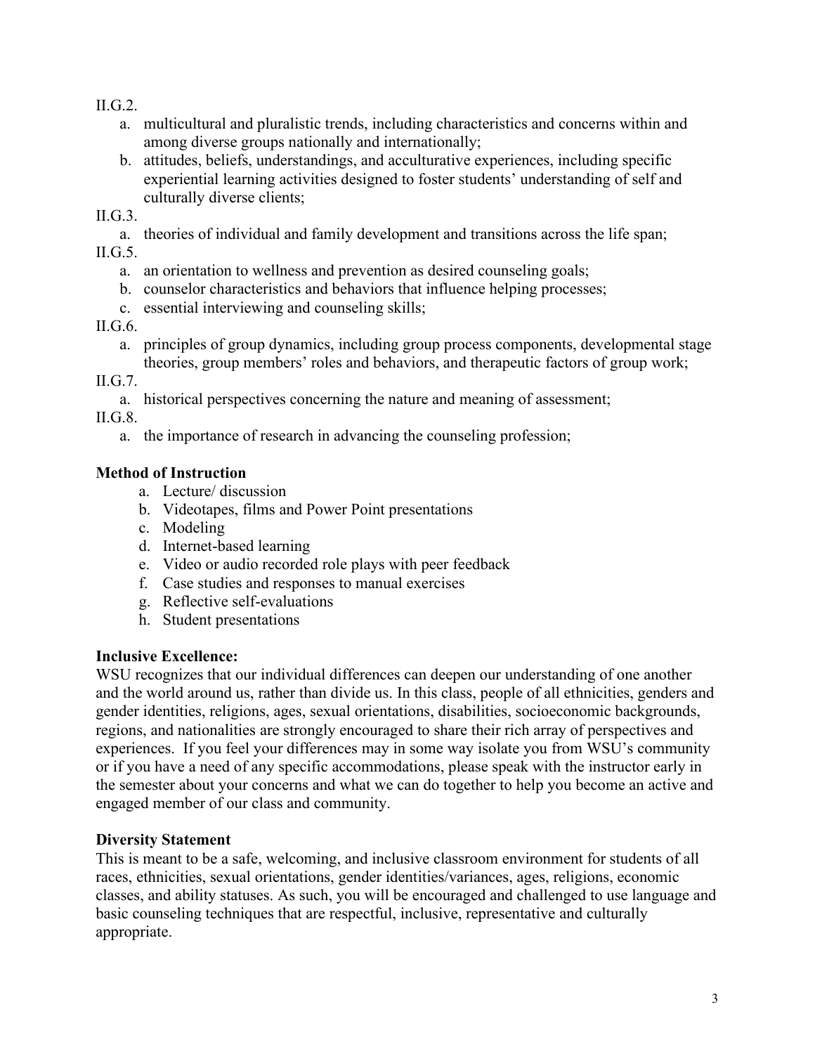II.G.2.

a. multicultural and pluralistic trends, including characteristics and concerns within and among diverse groups nationally and internationally;
b. attitudes, beliefs, understandings, and acculturative experiences, including specific experiential learning activities designed to foster students' understanding of self and culturally diverse clients;

II.G.3.

a. theories of individual and family development and transitions across the life span;

II.G.5.

a. an orientation to wellness and prevention as desired counseling goals;
b. counselor characteristics and behaviors that influence helping processes;
c. essential interviewing and counseling skills;

II.G.6.

a. principles of group dynamics, including group process components, developmental stage theories, group members' roles and behaviors, and therapeutic factors of group work;

II.G.7.

a. historical perspectives concerning the nature and meaning of assessment;

II.G.8.

a. the importance of research in advancing the counseling profession;

**Method of Instruction**

a. Lecture/ discussion
b. Videotapes, films and Power Point presentations
c. Modeling
d. Internet-based learning
e. Video or audio recorded role plays with peer feedback
f. Case studies and responses to manual exercises
g. Reflective self-evaluations
h. Student presentations

**Inclusive Excellence:**

WSU recognizes that our individual differences can deepen our understanding of one another and the world around us, rather than divide us. In this class, people of all ethnicities, genders and gender identities, religions, ages, sexual orientations, disabilities, socioeconomic backgrounds, regions, and nationalities are strongly encouraged to share their rich array of perspectives and experiences. If you feel your differences may in some way isolate you from WSU's community or if you have a need of any specific accommodations, please speak with the instructor early in the semester about your concerns and what we can do together to help you become an active and engaged member of our class and community.

**Diversity Statement**

This is meant to be a safe, welcoming, and inclusive classroom environment for students of all races, ethnicities, sexual orientations, gender identities/variances, ages, religions, economic classes, and ability statuses. As such, you will be encouraged and challenged to use language and basic counseling techniques that are respectful, inclusive, representative and culturally appropriate.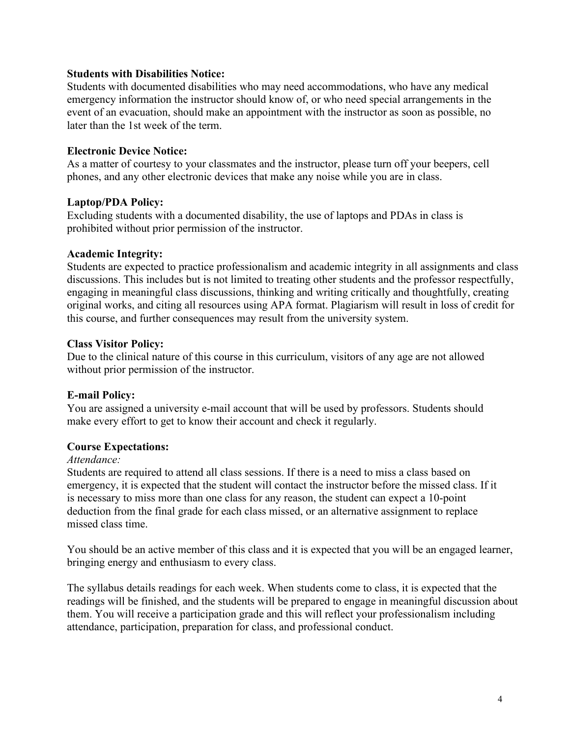**Students with Disabilities Notice:**
Students with documented disabilities who may need accommodations, who have any medical emergency information the instructor should know of, or who need special arrangements in the event of an evacuation, should make an appointment with the instructor as soon as possible, no later than the 1st week of the term.

**Electronic Device Notice:**
As a matter of courtesy to your classmates and the instructor, please turn off your beepers, cell phones, and any other electronic devices that make any noise while you are in class.

**Laptop/PDA Policy:**
Excluding students with a documented disability, the use of laptops and PDAs in class is prohibited without prior permission of the instructor.

**Academic Integrity:**
Students are expected to practice professionalism and academic integrity in all assignments and class discussions. This includes but is not limited to treating other students and the professor respectfully, engaging in meaningful class discussions, thinking and writing critically and thoughtfully, creating original works, and citing all resources using APA format. Plagiarism will result in loss of credit for this course, and further consequences may result from the university system.

**Class Visitor Policy:**
Due to the clinical nature of this course in this curriculum, visitors of any age are not allowed without prior permission of the instructor.

**E-mail Policy:**
You are assigned a university e-mail account that will be used by professors. Students should make every effort to get to know their account and check it regularly.

**Course Expectations:**
*Attendance:*
Students are required to attend all class sessions. If there is a need to miss a class based on emergency, it is expected that the student will contact the instructor before the missed class. If it is necessary to miss more than one class for any reason, the student can expect a 10-point deduction from the final grade for each class missed, or an alternative assignment to replace missed class time.

You should be an active member of this class and it is expected that you will be an engaged learner, bringing energy and enthusiasm to every class.

The syllabus details readings for each week. When students come to class, it is expected that the readings will be finished, and the students will be prepared to engage in meaningful discussion about them. You will receive a participation grade and this will reflect your professionalism including attendance, participation, preparation for class, and professional conduct.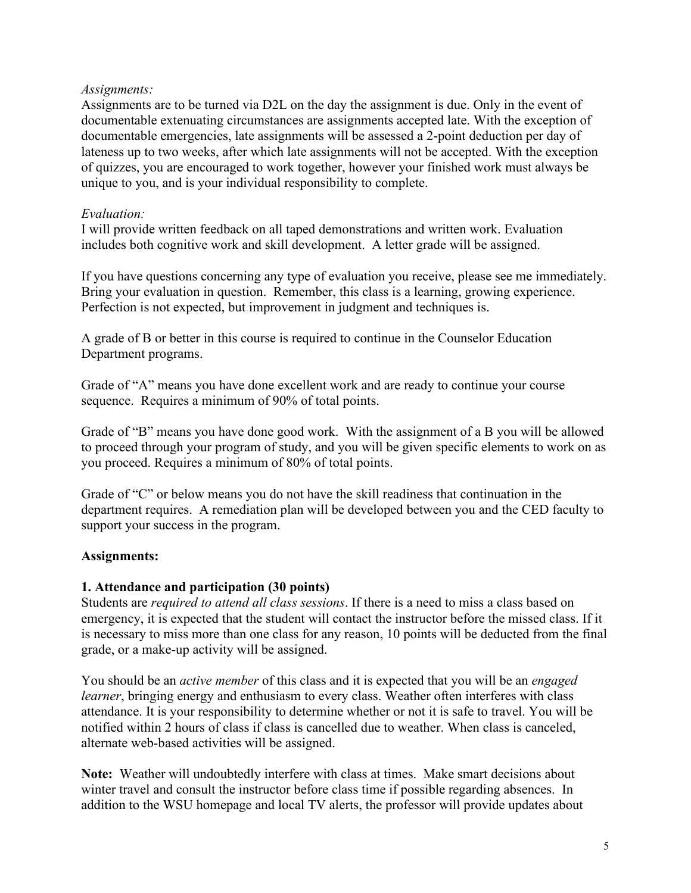*Assignments:*
Assignments are to be turned via D2L on the day the assignment is due. Only in the event of documentable extenuating circumstances are assignments accepted late. With the exception of documentable emergencies, late assignments will be assessed a 2-point deduction per day of lateness up to two weeks, after which late assignments will not be accepted. With the exception of quizzes, you are encouraged to work together, however your finished work must always be unique to you, and is your individual responsibility to complete.

*Evaluation:*
I will provide written feedback on all taped demonstrations and written work. Evaluation includes both cognitive work and skill development. A letter grade will be assigned.

If you have questions concerning any type of evaluation you receive, please see me immediately. Bring your evaluation in question. Remember, this class is a learning, growing experience. Perfection is not expected, but improvement in judgment and techniques is.

A grade of B or better in this course is required to continue in the Counselor Education Department programs.

Grade of "A" means you have done excellent work and are ready to continue your course sequence. Requires a minimum of 90% of total points.

Grade of "B" means you have done good work. With the assignment of a B you will be allowed to proceed through your program of study, and you will be given specific elements to work on as you proceed. Requires a minimum of 80% of total points.

Grade of "C" or below means you do not have the skill readiness that continuation in the department requires. A remediation plan will be developed between you and the CED faculty to support your success in the program.

**Assignments:**

**1. Attendance and participation (30 points)**
Students are *required to attend all class sessions*. If there is a need to miss a class based on emergency, it is expected that the student will contact the instructor before the missed class. If it is necessary to miss more than one class for any reason, 10 points will be deducted from the final grade, or a make-up activity will be assigned.

You should be an *active member* of this class and it is expected that you will be an *engaged learner*, bringing energy and enthusiasm to every class. Weather often interferes with class attendance. It is your responsibility to determine whether or not it is safe to travel. You will be notified within 2 hours of class if class is cancelled due to weather. When class is canceled, alternate web-based activities will be assigned.

**Note:** Weather will undoubtedly interfere with class at times. Make smart decisions about winter travel and consult the instructor before class time if possible regarding absences. In addition to the WSU homepage and local TV alerts, the professor will provide updates about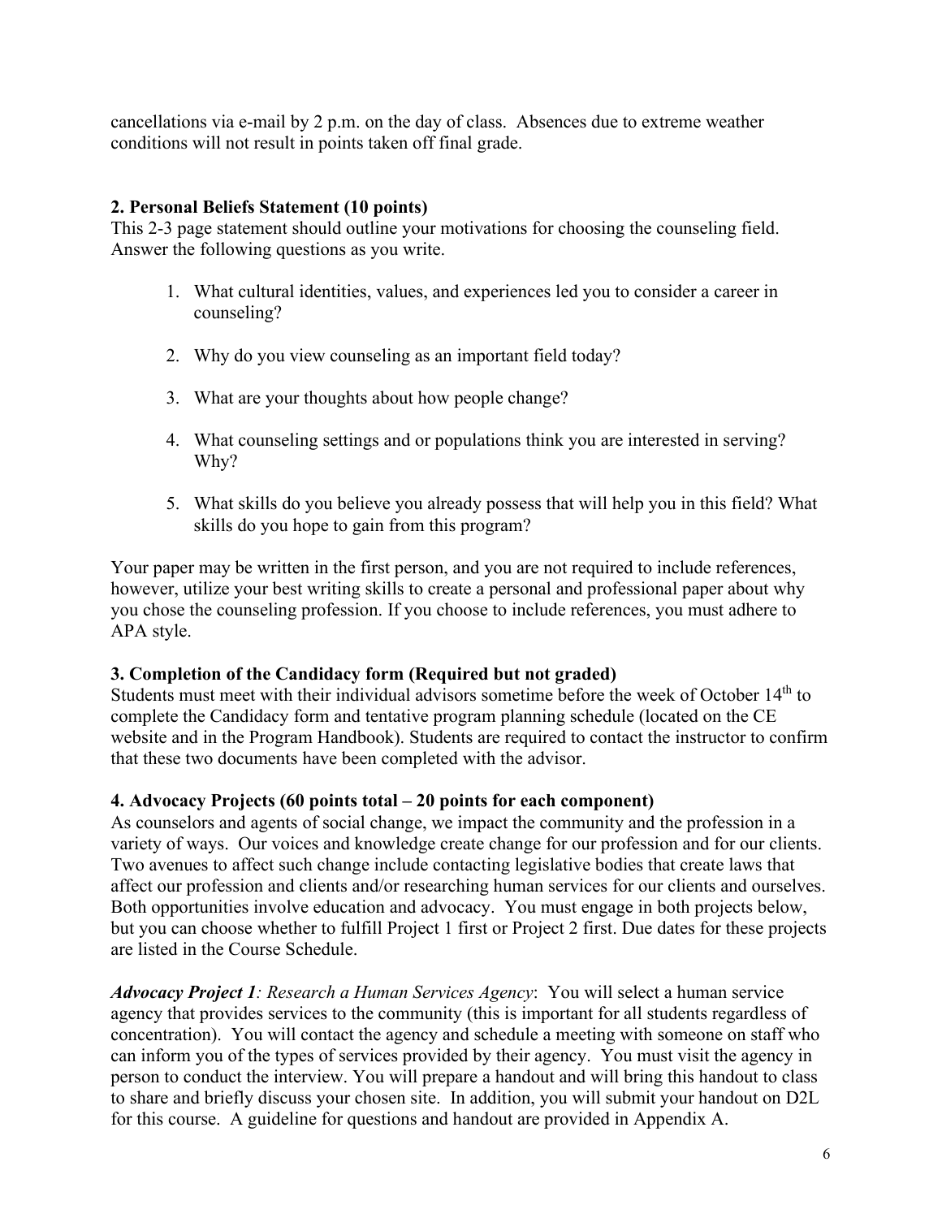cancellations via e-mail by 2 p.m. on the day of class. Absences due to extreme weather conditions will not result in points taken off final grade.

**2. Personal Beliefs Statement (10 points)**
This 2-3 page statement should outline your motivations for choosing the counseling field. Answer the following questions as you write.

1. What cultural identities, values, and experiences led you to consider a career in counseling?

2. Why do you view counseling as an important field today?

3. What are your thoughts about how people change?

4. What counseling settings and or populations think you are interested in serving? Why?

5. What skills do you believe you already possess that will help you in this field? What skills do you hope to gain from this program?

Your paper may be written in the first person, and you are not required to include references, however, utilize your best writing skills to create a personal and professional paper about why you chose the counseling profession. If you choose to include references, you must adhere to APA style.

**3. Completion of the Candidacy form (Required but not graded)**
Students must meet with their individual advisors sometime before the week of October 14th to complete the Candidacy form and tentative program planning schedule (located on the CE website and in the Program Handbook). Students are required to contact the instructor to confirm that these two documents have been completed with the advisor.

**4. Advocacy Projects (60 points total – 20 points for each component)**
As counselors and agents of social change, we impact the community and the profession in a variety of ways. Our voices and knowledge create change for our profession and for our clients. Two avenues to affect such change include contacting legislative bodies that create laws that affect our profession and clients and/or researching human services for our clients and ourselves. Both opportunities involve education and advocacy. You must engage in both projects below, but you can choose whether to fulfill Project 1 first or Project 2 first. Due dates for these projects are listed in the Course Schedule.

***Advocacy Project 1****: Research a Human Services Agency*: You will select a human service agency that provides services to the community (this is important for all students regardless of concentration). You will contact the agency and schedule a meeting with someone on staff who can inform you of the types of services provided by their agency. You must visit the agency in person to conduct the interview. You will prepare a handout and will bring this handout to class to share and briefly discuss your chosen site. In addition, you will submit your handout on D2L for this course. A guideline for questions and handout are provided in Appendix A.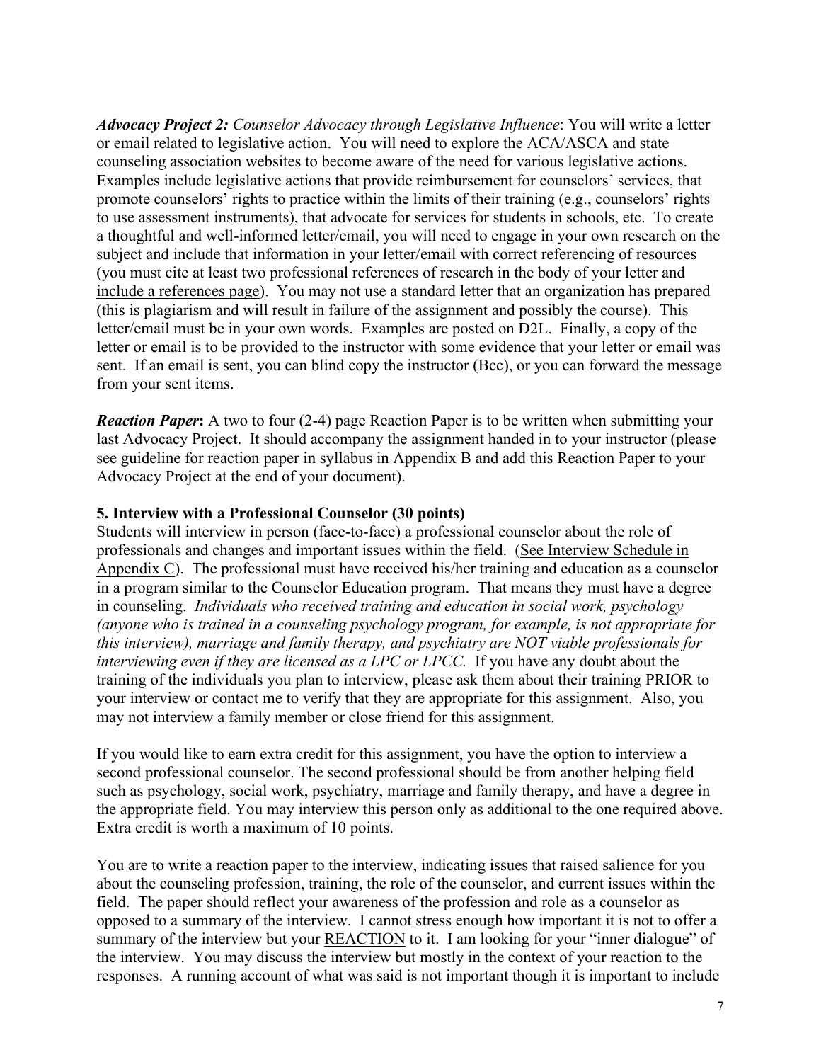***Advocacy Project 2:*** *Counselor Advocacy through Legislative Influence*: You will write a letter or email related to legislative action. You will need to explore the ACA/ASCA and state counseling association websites to become aware of the need for various legislative actions. Examples include legislative actions that provide reimbursement for counselors' services, that promote counselors' rights to practice within the limits of their training (e.g., counselors' rights to use assessment instruments), that advocate for services for students in schools, etc. To create a thoughtful and well-informed letter/email, you will need to engage in your own research on the subject and include that information in your letter/email with correct referencing of resources (<u>you must cite at least two professional references of research in the body of your letter and include a references page</u>). You may not use a standard letter that an organization has prepared (this is plagiarism and will result in failure of the assignment and possibly the course). This letter/email must be in your own words. Examples are posted on D2L. Finally, a copy of the letter or email is to be provided to the instructor with some evidence that your letter or email was sent. If an email is sent, you can blind copy the instructor (Bcc), or you can forward the message from your sent items.

***Reaction Paper*:** A two to four (2-4) page Reaction Paper is to be written when submitting your last Advocacy Project. It should accompany the assignment handed in to your instructor (please see guideline for reaction paper in syllabus in Appendix B and add this Reaction Paper to your Advocacy Project at the end of your document).

**5. Interview with a Professional Counselor (30 points)**

Students will interview in person (face-to-face) a professional counselor about the role of professionals and changes and important issues within the field. (<u>See Interview Schedule in Appendix C</u>). The professional must have received his/her training and education as a counselor in a program similar to the Counselor Education program. That means they must have a degree in counseling. *Individuals who received training and education in social work, psychology (anyone who is trained in a counseling psychology program, for example, is not appropriate for this interview), marriage and family therapy, and psychiatry are NOT viable professionals for interviewing even if they are licensed as a LPC or LPCC.* If you have any doubt about the training of the individuals you plan to interview, please ask them about their training PRIOR to your interview or contact me to verify that they are appropriate for this assignment. Also, you may not interview a family member or close friend for this assignment.

If you would like to earn extra credit for this assignment, you have the option to interview a second professional counselor. The second professional should be from another helping field such as psychology, social work, psychiatry, marriage and family therapy, and have a degree in the appropriate field. You may interview this person only as additional to the one required above. Extra credit is worth a maximum of 10 points.

You are to write a reaction paper to the interview, indicating issues that raised salience for you about the counseling profession, training, the role of the counselor, and current issues within the field. The paper should reflect your awareness of the profession and role as a counselor as opposed to a summary of the interview. I cannot stress enough how important it is not to offer a summary of the interview but your <u>REACTION</u> to it. I am looking for your "inner dialogue" of the interview. You may discuss the interview but mostly in the context of your reaction to the responses. A running account of what was said is not important though it is important to include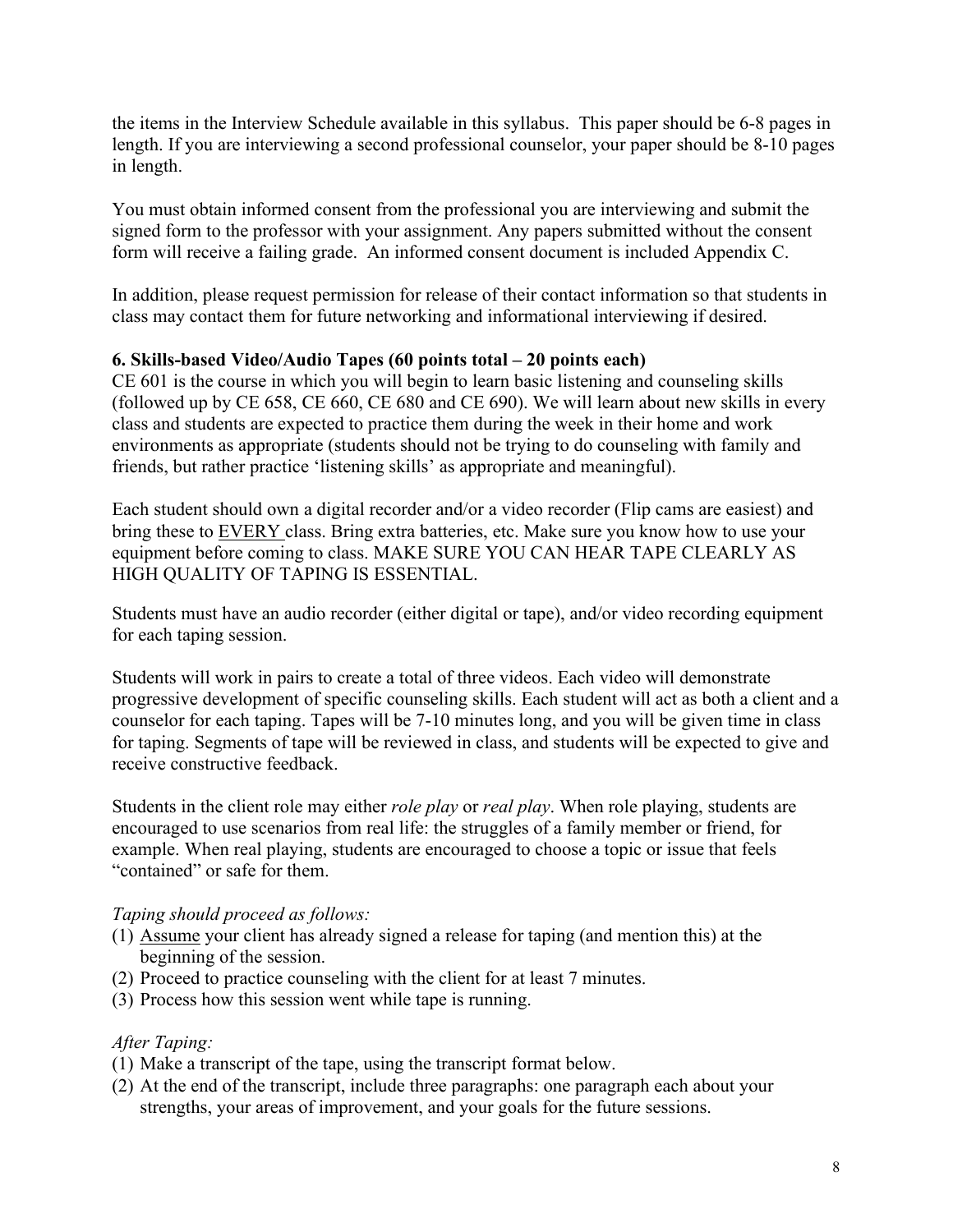the items in the Interview Schedule available in this syllabus. This paper should be 6-8 pages in length. If you are interviewing a second professional counselor, your paper should be 8-10 pages in length.

You must obtain informed consent from the professional you are interviewing and submit the signed form to the professor with your assignment. Any papers submitted without the consent form will receive a failing grade. An informed consent document is included Appendix C.

In addition, please request permission for release of their contact information so that students in class may contact them for future networking and informational interviewing if desired.

**6. Skills-based Video/Audio Tapes (60 points total – 20 points each)**

CE 601 is the course in which you will begin to learn basic listening and counseling skills (followed up by CE 658, CE 660, CE 680 and CE 690). We will learn about new skills in every class and students are expected to practice them during the week in their home and work environments as appropriate (students should not be trying to do counseling with family and friends, but rather practice 'listening skills' as appropriate and meaningful).

Each student should own a digital recorder and/or a video recorder (Flip cams are easiest) and bring these to <u>EVERY</u> class. Bring extra batteries, etc. Make sure you know how to use your equipment before coming to class. MAKE SURE YOU CAN HEAR TAPE CLEARLY AS HIGH QUALITY OF TAPING IS ESSENTIAL.

Students must have an audio recorder (either digital or tape), and/or video recording equipment for each taping session.

Students will work in pairs to create a total of three videos. Each video will demonstrate progressive development of specific counseling skills. Each student will act as both a client and a counselor for each taping. Tapes will be 7-10 minutes long, and you will be given time in class for taping. Segments of tape will be reviewed in class, and students will be expected to give and receive constructive feedback.

Students in the client role may either *role play* or *real play*. When role playing, students are encouraged to use scenarios from real life: the struggles of a family member or friend, for example. When real playing, students are encouraged to choose a topic or issue that feels "contained" or safe for them.

*Taping should proceed as follows:*

(1) <u>Assume</u> your client has already signed a release for taping (and mention this) at the beginning of the session.
(2) Proceed to practice counseling with the client for at least 7 minutes.
(3) Process how this session went while tape is running.

*After Taping:*

(1) Make a transcript of the tape, using the transcript format below.
(2) At the end of the transcript, include three paragraphs: one paragraph each about your strengths, your areas of improvement, and your goals for the future sessions.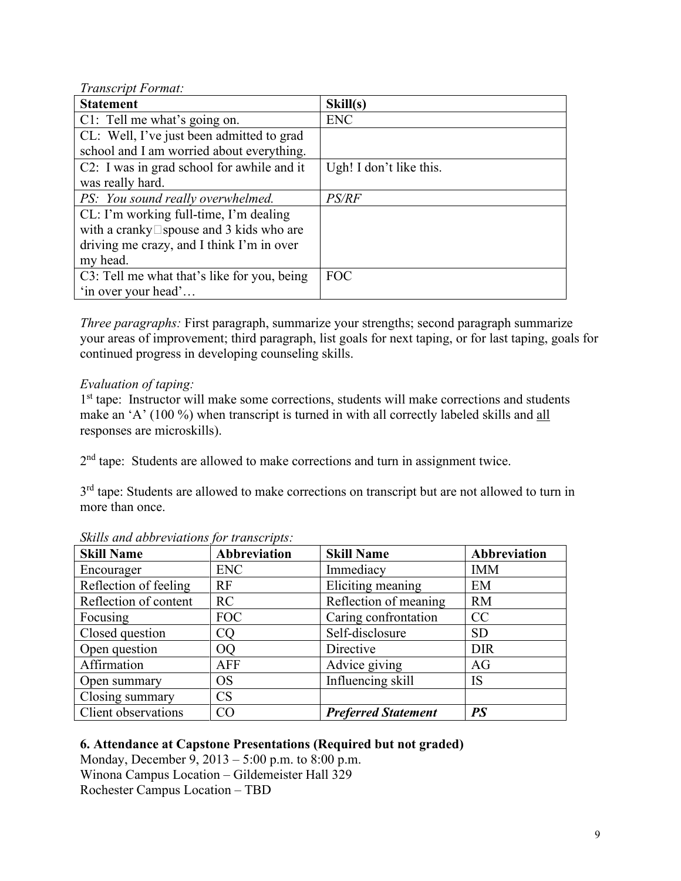*Transcript Format:*

| Statement | Skill(s) |
|---|---|
| C1: Tell me what's going on. | ENC |
| CL: Well, I've just been admitted to grad school and I am worried about everything. | |
| C2: I was in grad school for awhile and it was really hard. | Ugh! I don't like this. |
| *PS: You sound really overwhelmed.* | *PS/RF* |
| CL: I'm working full-time, I'm dealing with a cranky spouse and 3 kids who are driving me crazy, and I think I'm in over my head. | |
| C3: Tell me what that's like for you, being 'in over your head'… | FOC |

*Three paragraphs:* First paragraph, summarize your strengths; second paragraph summarize your areas of improvement; third paragraph, list goals for next taping, or for last taping, goals for continued progress in developing counseling skills.

*Evaluation of taping:*

1st tape: Instructor will make some corrections, students will make corrections and students make an 'A' (100 %) when transcript is turned in with all correctly labeled skills and all responses are microskills).

2nd tape: Students are allowed to make corrections and turn in assignment twice.

3rd tape: Students are allowed to make corrections on transcript but are not allowed to turn in more than once.

*Skills and abbreviations for transcripts:*

| Skill Name | Abbreviation | Skill Name | Abbreviation |
|---|---|---|---|
| Encourager | ENC | Immediacy | IMM |
| Reflection of feeling | RF | Eliciting meaning | EM |
| Reflection of content | RC | Reflection of meaning | RM |
| Focusing | FOC | Caring confrontation | CC |
| Closed question | CQ | Self-disclosure | SD |
| Open question | OQ | Directive | DIR |
| Affirmation | AFF | Advice giving | AG |
| Open summary | OS | Influencing skill | IS |
| Closing summary | CS | | |
| Client observations | CO | ***Preferred Statement*** | ***PS*** |

**6. Attendance at Capstone Presentations (Required but not graded)**

Monday, December 9, 2013 – 5:00 p.m. to 8:00 p.m.
Winona Campus Location – Gildemeister Hall 329
Rochester Campus Location – TBD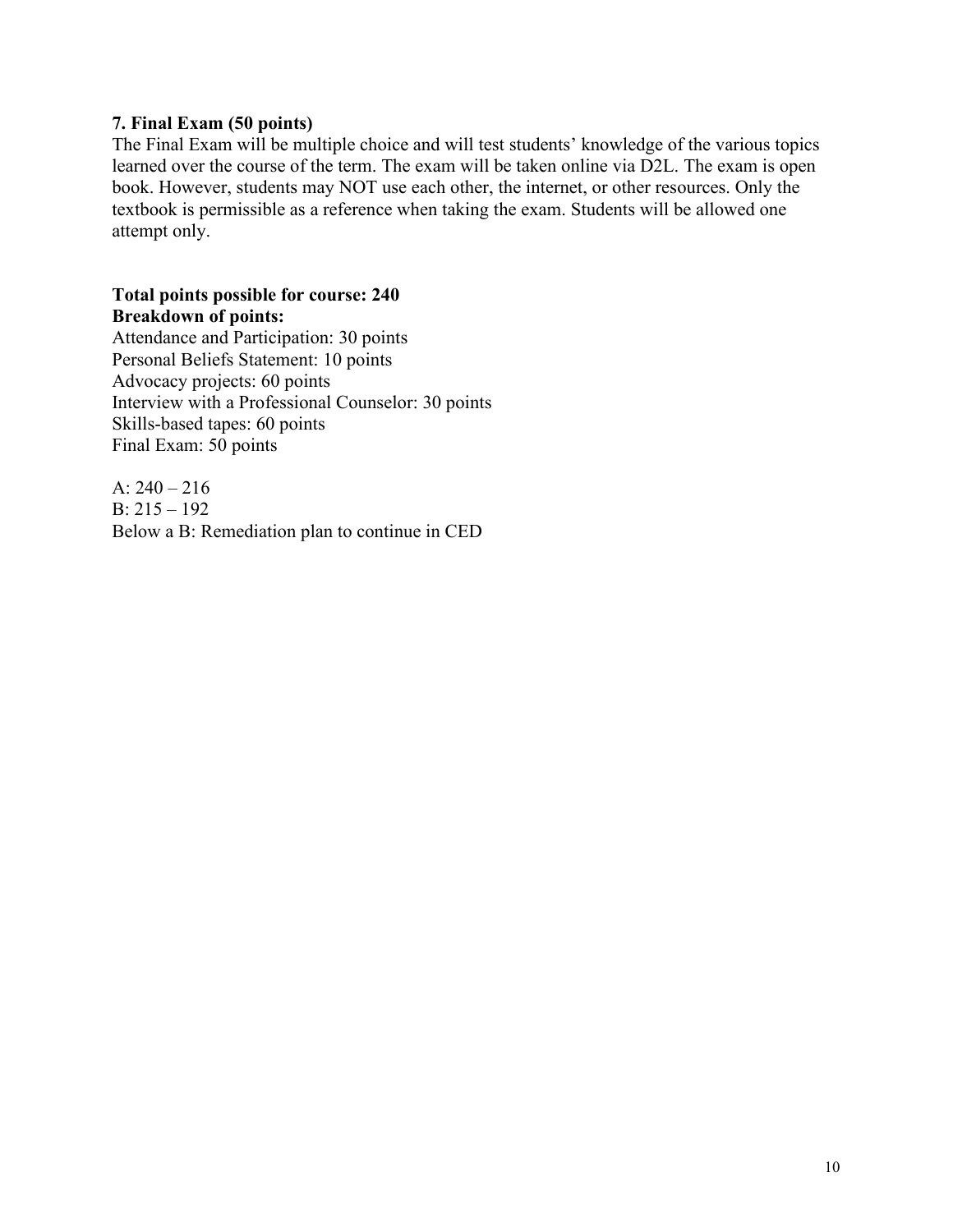**7. Final Exam (50 points)**

The Final Exam will be multiple choice and will test students' knowledge of the various topics learned over the course of the term. The exam will be taken online via D2L. The exam is open book. However, students may NOT use each other, the internet, or other resources. Only the textbook is permissible as a reference when taking the exam. Students will be allowed one attempt only.

**Total points possible for course: 240**
**Breakdown of points:**

Attendance and Participation: 30 points
Personal Beliefs Statement: 10 points
Advocacy projects: 60 points
Interview with a Professional Counselor: 30 points
Skills-based tapes: 60 points
Final Exam: 50 points

A: 240 – 216
B: 215 – 192
Below a B: Remediation plan to continue in CED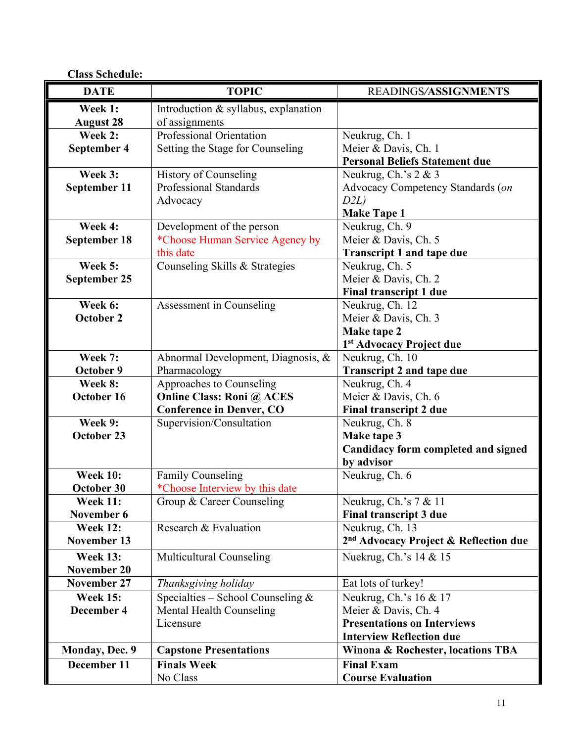**Class Schedule:**

| DATE | TOPIC | READINGS/**ASSIGNMENTS** |
|---|---|---|
| **Week 1: August 28** | Introduction & syllabus, explanation of assignments | |
| **Week 2: September 4** | Professional Orientation<br>Setting the Stage for Counseling | Neukrug, Ch. 1<br>Meier & Davis, Ch. 1<br>**Personal Beliefs Statement due** |
| **Week 3: September 11** | History of Counseling<br>Professional Standards<br>Advocacy | Neukrug, Ch.'s 2 & 3<br>Advocacy Competency Standards (*on D2L)*<br>**Make Tape 1** |
| **Week 4: September 18** | Development of the person<br>*Choose Human Service Agency by this date | Neukrug, Ch. 9<br>Meier & Davis, Ch. 5<br>**Transcript 1 and tape due** |
| **Week 5: September 25** | Counseling Skills & Strategies | Neukrug, Ch. 5<br>Meier & Davis, Ch. 2<br>**Final transcript 1 due** |
| **Week 6: October 2** | Assessment in Counseling | Neukrug, Ch. 12<br>Meier & Davis, Ch. 3<br>**Make tape 2**<br>**1st Advocacy Project due** |
| **Week 7: October 9** | Abnormal Development, Diagnosis, & Pharmacology | Neukrug, Ch. 10<br>**Transcript 2 and tape due** |
| **Week 8: October 16** | Approaches to Counseling<br>**Online Class: Roni @ ACES Conference in Denver, CO** | Neukrug, Ch. 4<br>Meier & Davis, Ch. 6<br>**Final transcript 2 due** |
| **Week 9: October 23** | Supervision/Consultation | Neukrug, Ch. 8<br>**Make tape 3**<br>**Candidacy form completed and signed by advisor** |
| **Week 10: October 30** | Family Counseling<br>*Choose Interview by this date | Neukrug, Ch. 6 |
| **Week 11: November 6** | Group & Career Counseling | Neukrug, Ch.'s 7 & 11<br>**Final transcript 3 due** |
| **Week 12: November 13** | Research & Evaluation | Neukrug, Ch. 13<br>**2nd Advocacy Project & Reflection due** |
| **Week 13: November 20** | Multicultural Counseling | Nuekrug, Ch.'s 14 & 15 |
| **November 27** | *Thanksgiving holiday* | Eat lots of turkey! |
| **Week 15: December 4** | Specialties – School Counseling & Mental Health Counseling<br>Licensure | Neukrug, Ch.'s 16 & 17<br>Meier & Davis, Ch. 4<br>**Presentations on Interviews**<br>**Interview Reflection due** |
| **Monday, Dec. 9** | **Capstone Presentations** | **Winona & Rochester, locations TBA** |
| **December 11** | **Finals Week**<br>No Class | **Final Exam**<br>**Course Evaluation** |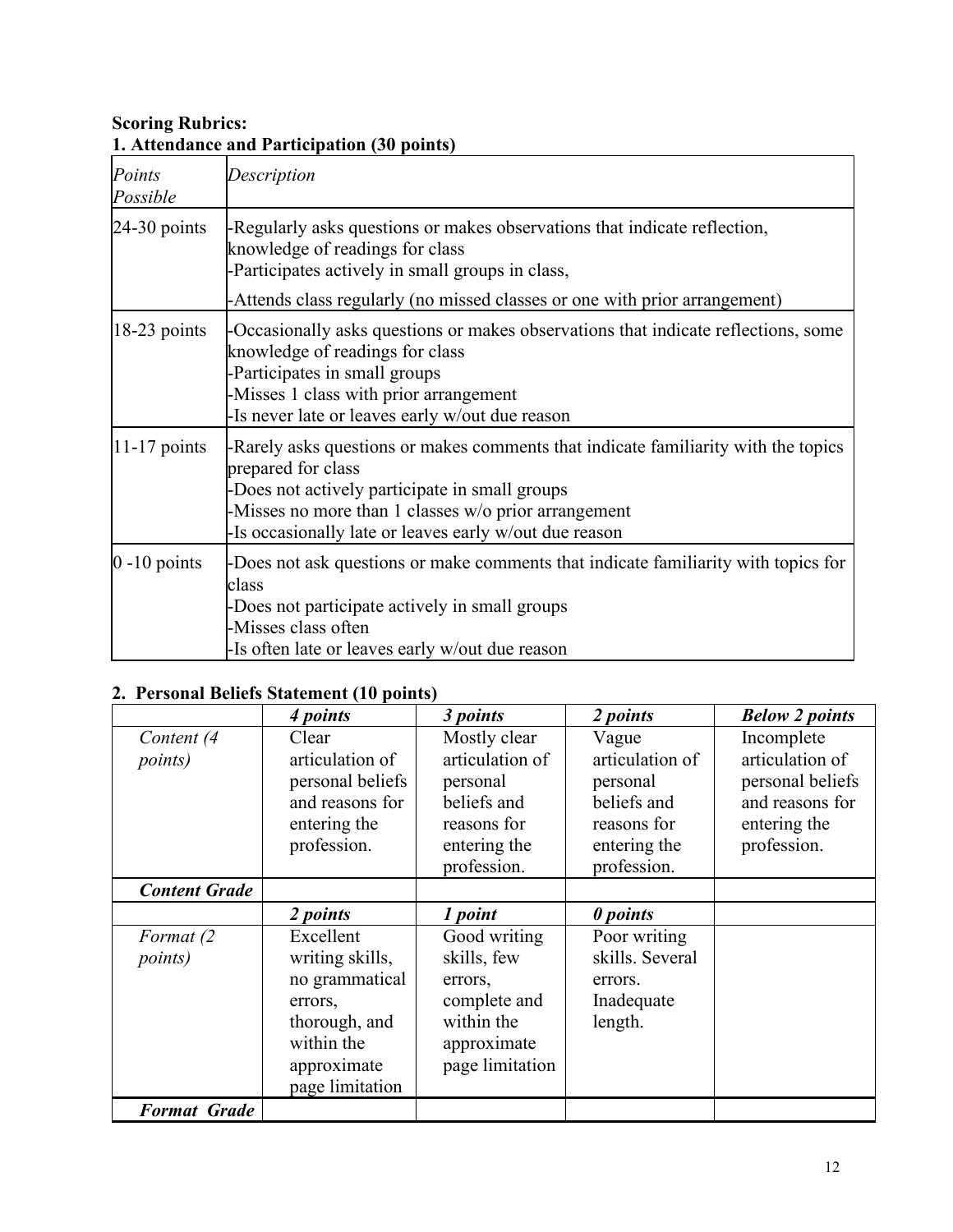**Scoring Rubrics:**

**1. Attendance and Participation (30 points)**

| *Points Possible* | *Description* |
|---|---|
| 24-30 points | -Regularly asks questions or makes observations that indicate reflection, knowledge of readings for class<br>-Participates actively in small groups in class,<br>-Attends class regularly (no missed classes or one with prior arrangement) |
| 18-23 points | -Occasionally asks questions or makes observations that indicate reflections, some knowledge of readings for class<br>-Participates in small groups<br>-Misses 1 class with prior arrangement<br>-Is never late or leaves early w/out due reason |
| 11-17 points | -Rarely asks questions or makes comments that indicate familiarity with the topics prepared for class<br>-Does not actively participate in small groups<br>-Misses no more than 1 classes w/o prior arrangement<br>-Is occasionally late or leaves early w/out due reason |
| 0 -10 points | -Does not ask questions or make comments that indicate familiarity with topics for class<br>-Does not participate actively in small groups<br>-Misses class often<br>-Is often late or leaves early w/out due reason |

**2. Personal Beliefs Statement (10 points)**

| | ***4 points*** | ***3 points*** | ***2 points*** | ***Below 2 points*** |
|---|---|---|---|---|
| *Content (4 points)* | Clear articulation of personal beliefs and reasons for entering the profession. | Mostly clear articulation of personal beliefs and reasons for entering the profession. | Vague articulation of personal beliefs and reasons for entering the profession. | Incomplete articulation of personal beliefs and reasons for entering the profession. |
| ***Content Grade*** | | | | |
| | ***2 points*** | ***1 point*** | ***0 points*** | |
| *Format (2 points)* | Excellent writing skills, no grammatical errors, thorough, and within the approximate page limitation | Good writing skills, few errors, complete and within the approximate page limitation | Poor writing skills. Several errors. Inadequate length. | |
| ***Format Grade*** | | | | |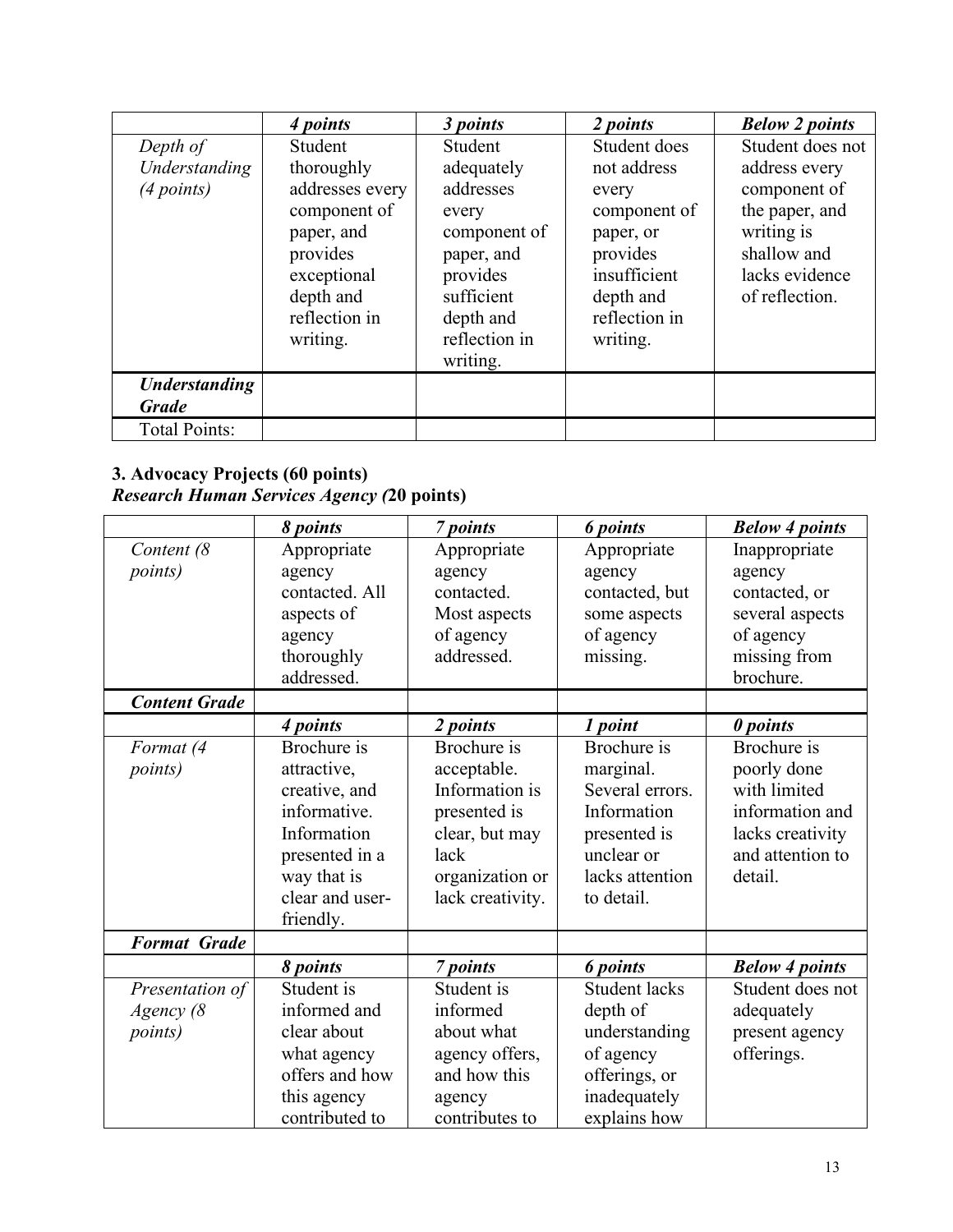| | *4 points* | *3 points* | *2 points* | *Below 2 points* |
|---|---|---|---|---|
| *Depth of Understanding (4 points)* | Student thoroughly addresses every component of paper, and provides exceptional depth and reflection in writing. | Student adequately addresses every component of paper, and provides sufficient depth and reflection in writing. | Student does not address every component of paper, or provides insufficient depth and reflection in writing. | Student does not address every component of the paper, and writing is shallow and lacks evidence of reflection. |
| ***Understanding Grade*** | | | | |
| Total Points: | | | | |

**3. Advocacy Projects (60 points)**
***Research Human Services Agency (*20 points)**

| | *8 points* | *7 points* | *6 points* | *Below 4 points* |
|---|---|---|---|---|
| *Content (8 points)* | Appropriate agency contacted. All aspects of agency thoroughly addressed. | Appropriate agency contacted. Most aspects of agency addressed. | Appropriate agency contacted, but some aspects of agency missing. | Inappropriate agency contacted, or several aspects of agency missing from brochure. |
| ***Content Grade*** | | | | |
| | *4 points* | *2 points* | *1 point* | *0 points* |
| *Format (4 points)* | Brochure is attractive, creative, and informative. Information presented in a way that is clear and user-friendly. | Brochure is acceptable. Information is presented is clear, but may lack organization or lack creativity. | Brochure is marginal. Several errors. Information presented is unclear or lacks attention to detail. | Brochure is poorly done with limited information and lacks creativity and attention to detail. |
| ***Format Grade*** | | | | |
| | *8 points* | *7 points* | *6 points* | *Below 4 points* |
| *Presentation of Agency (8 points)* | Student is informed and clear about what agency offers and how this agency contributed to | Student is informed about what agency offers, and how this agency contributes to | Student lacks depth of understanding of agency offerings, or inadequately explains how | Student does not adequately present agency offerings. |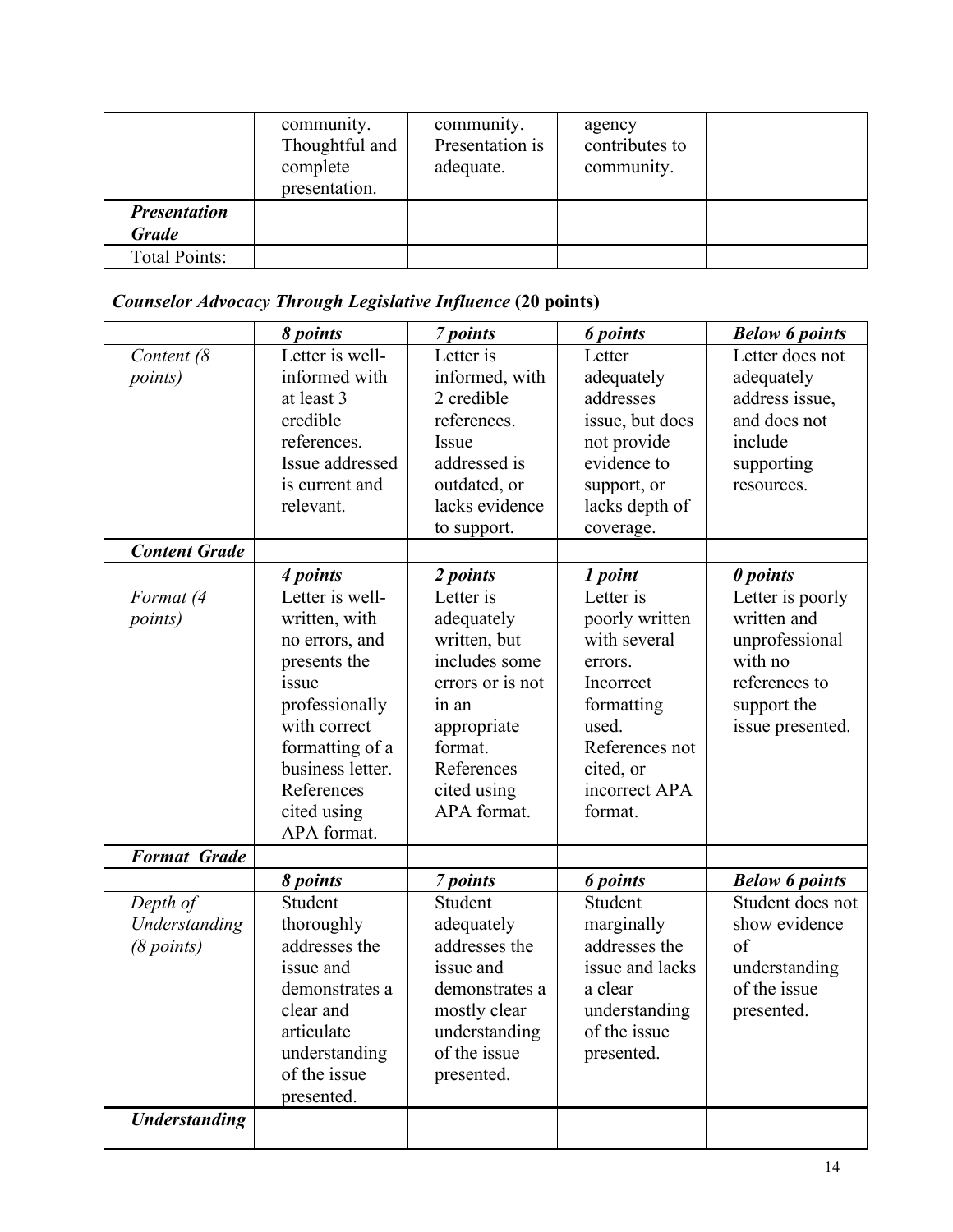| | community. Thoughtful and complete presentation. | community. Presentation is adequate. | agency contributes to community. | |
|---|---|---|---|---|
| ***Presentation Grade*** | | | | |
| Total Points: | | | | |

***Counselor Advocacy Through Legislative Influence*** **(20 points)**

| | ***8 points*** | ***7 points*** | ***6 points*** | ***Below 6 points*** |
|---|---|---|---|---|
| *Content (8 points)* | Letter is well-informed with at least 3 credible references. Issue addressed is current and relevant. | Letter is informed, with 2 credible references. Issue addressed is outdated, or lacks evidence to support. | Letter adequately addresses issue, but does not provide evidence to support, or lacks depth of coverage. | Letter does not adequately address issue, and does not include supporting resources. |
| ***Content Grade*** | | | | |
| | ***4 points*** | ***2 points*** | ***1 point*** | ***0 points*** |
| *Format (4 points)* | Letter is well-written, with no errors, and presents the issue professionally with correct formatting of a business letter. References cited using APA format. | Letter is adequately written, but includes some errors or is not in an appropriate format. References cited using APA format. | Letter is poorly written with several errors. Incorrect formatting used. References not cited, or incorrect APA format. | Letter is poorly written and unprofessional with no references to support the issue presented. |
| ***Format Grade*** | | | | |
| | ***8 points*** | ***7 points*** | ***6 points*** | ***Below 6 points*** |
| *Depth of Understanding (8 points)* | Student thoroughly addresses the issue and demonstrates a clear and articulate understanding of the issue presented. | Student adequately addresses the issue and demonstrates a mostly clear understanding of the issue presented. | Student marginally addresses the issue and lacks a clear understanding of the issue presented. | Student does not show evidence of understanding of the issue presented. |
| ***Understanding*** | | | | |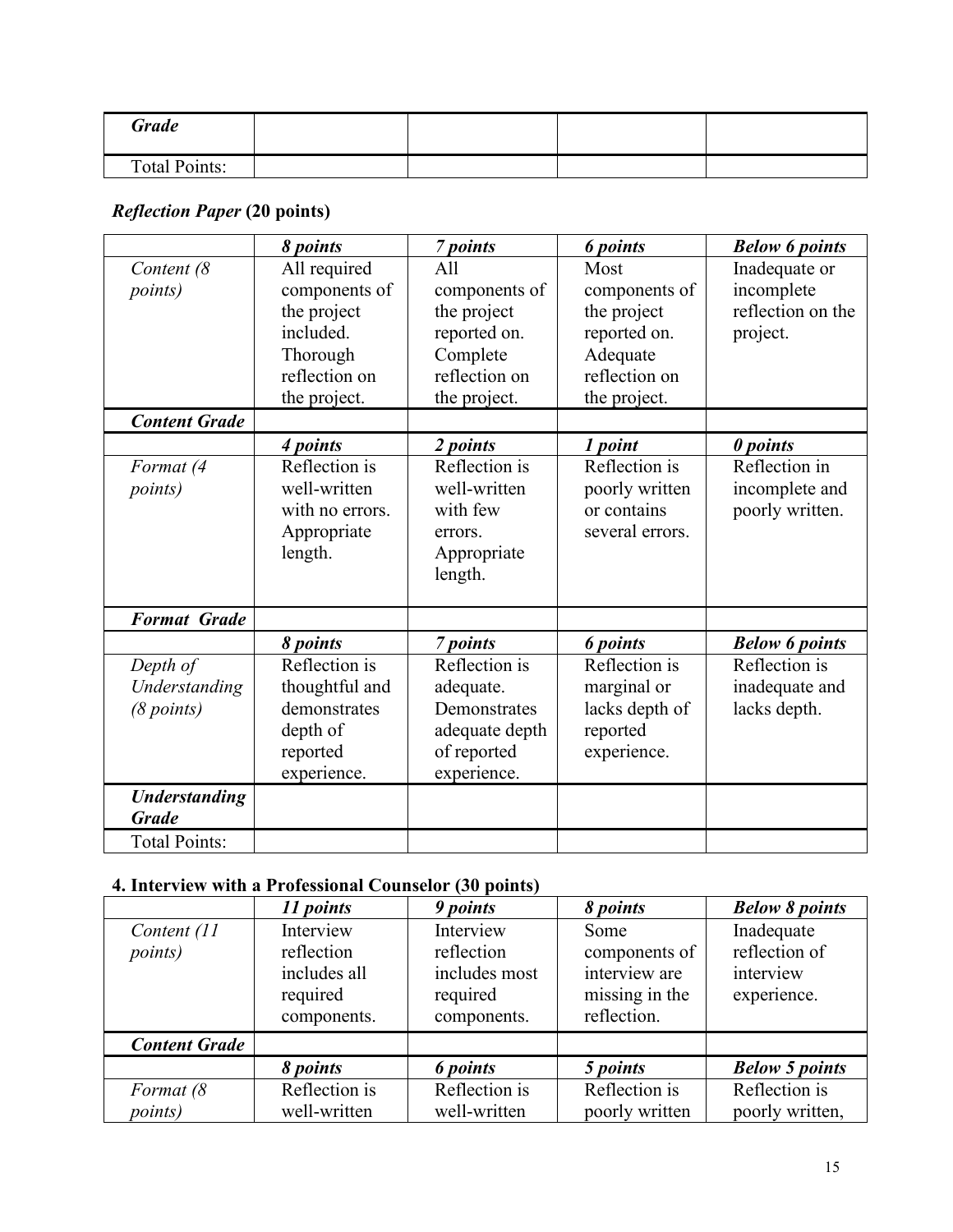| *Grade* | | | | |
|---|---|---|---|---|
| Total Points: | | | | |

***Reflection Paper*** **(20 points)**

| | ***8 points*** | ***7 points*** | ***6 points*** | ***Below 6 points*** |
|---|---|---|---|---|
| *Content (8 points)* | All required components of the project included. Thorough reflection on the project. | All components of the project reported on. Complete reflection on the project. | Most components of the project reported on. Adequate reflection on the project. | Inadequate or incomplete reflection on the project. |
| ***Content Grade*** | | | | |
| | ***4 points*** | ***2 points*** | ***1 point*** | ***0 points*** |
| *Format (4 points)* | Reflection is well-written with no errors. Appropriate length. | Reflection is well-written with few errors. Appropriate length. | Reflection is poorly written or contains several errors. | Reflection in incomplete and poorly written. |
| ***Format Grade*** | | | | |
| | ***8 points*** | ***7 points*** | ***6 points*** | ***Below 6 points*** |
| *Depth of Understanding (8 points)* | Reflection is thoughtful and demonstrates depth of reported experience. | Reflection is adequate. Demonstrates adequate depth of reported experience. | Reflection is marginal or lacks depth of reported experience. | Reflection is inadequate and lacks depth. |
| ***Understanding Grade*** | | | | |
| Total Points: | | | | |

**4. Interview with a Professional Counselor (30 points)**

| | ***11 points*** | ***9 points*** | ***8 points*** | ***Below 8 points*** |
|---|---|---|---|---|
| *Content (11 points)* | Interview reflection includes all required components. | Interview reflection includes most required components. | Some components of interview are missing in the reflection. | Inadequate reflection of interview experience. |
| ***Content Grade*** | | | | |
| | ***8 points*** | ***6 points*** | ***5 points*** | ***Below 5 points*** |
| *Format (8 points)* | Reflection is well-written | Reflection is well-written | Reflection is poorly written | Reflection is poorly written, |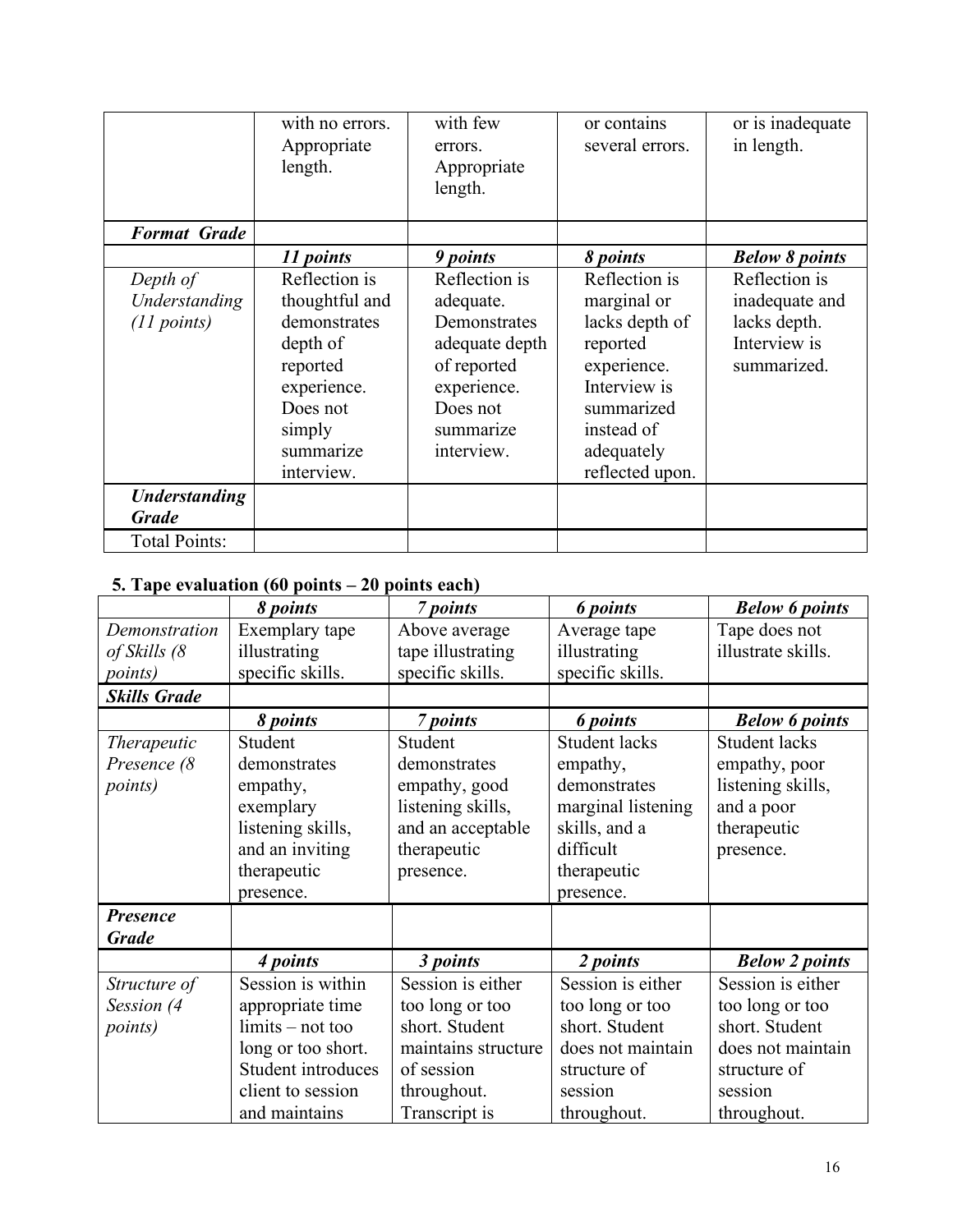| | | | | |
|---|---|---|---|---|
| | with no errors. Appropriate length. | with few errors. Appropriate length. | or contains several errors. | or is inadequate in length. |
| ***Format Grade*** | | | | |
| | ***11 points*** | ***9 points*** | ***8 points*** | ***Below 8 points*** |
| *Depth of Understanding (11 points)* | Reflection is thoughtful and demonstrates depth of reported experience. Does not simply summarize interview. | Reflection is adequate. Demonstrates adequate depth of reported experience. Does not summarize interview. | Reflection is marginal or lacks depth of reported experience. Interview is summarized instead of adequately reflected upon. | Reflection is inadequate and lacks depth. Interview is summarized. |
| ***Understanding Grade*** | | | | |
| Total Points: | | | | |

**5. Tape evaluation (60 points – 20 points each)**

| | ***8 points*** | ***7 points*** | ***6 points*** | ***Below 6 points*** |
|---|---|---|---|---|
| *Demonstration of Skills (8 points)* | Exemplary tape illustrating specific skills. | Above average tape illustrating specific skills. | Average tape illustrating specific skills. | Tape does not illustrate skills. |
| ***Skills Grade*** | | | | |
| | ***8 points*** | ***7 points*** | ***6 points*** | ***Below 6 points*** |
| *Therapeutic Presence (8 points)* | Student demonstrates empathy, exemplary listening skills, and an inviting therapeutic presence. | Student demonstrates empathy, good listening skills, and an acceptable therapeutic presence. | Student lacks empathy, demonstrates marginal listening skills, and a difficult therapeutic presence. | Student lacks empathy, poor listening skills, and a poor therapeutic presence. |
| ***Presence Grade*** | | | | |
| | ***4 points*** | ***3 points*** | ***2 points*** | ***Below 2 points*** |
| *Structure of Session (4 points)* | Session is within appropriate time limits – not too long or too short. Student introduces client to session and maintains | Session is either too long or too short. Student maintains structure of session throughout. Transcript is | Session is either too long or too short. Student does not maintain structure of session throughout. | Session is either too long or too short. Student does not maintain structure of session throughout. |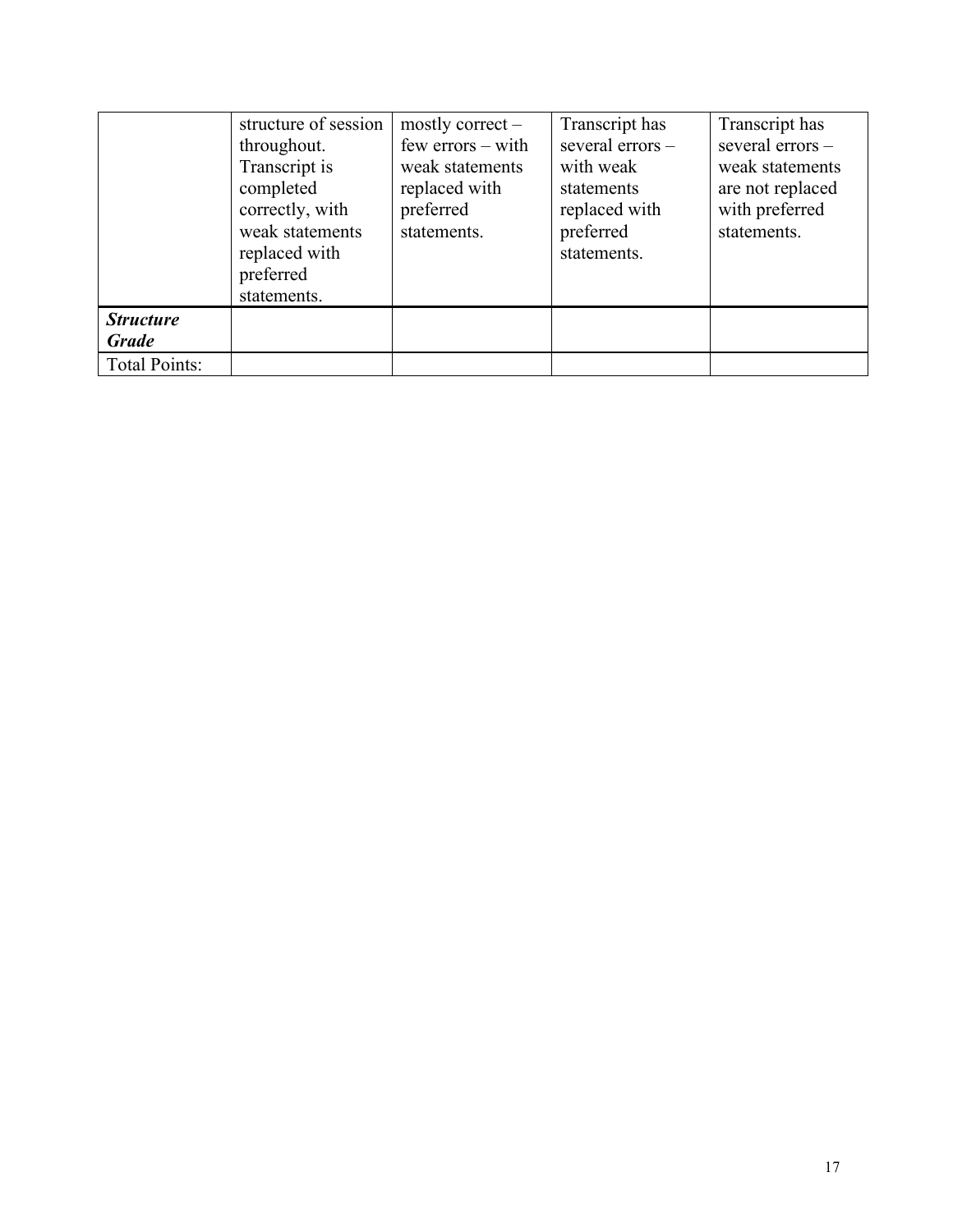| | | | | |
|---|---|---|---|---|
| | structure of session throughout. Transcript is completed correctly, with weak statements replaced with preferred statements. | mostly correct – few errors – with weak statements replaced with preferred statements. | Transcript has several errors – with weak statements replaced with preferred statements. | Transcript has several errors – weak statements are not replaced with preferred statements. |
| ***Structure Grade*** | | | | |
| Total Points: | | | | |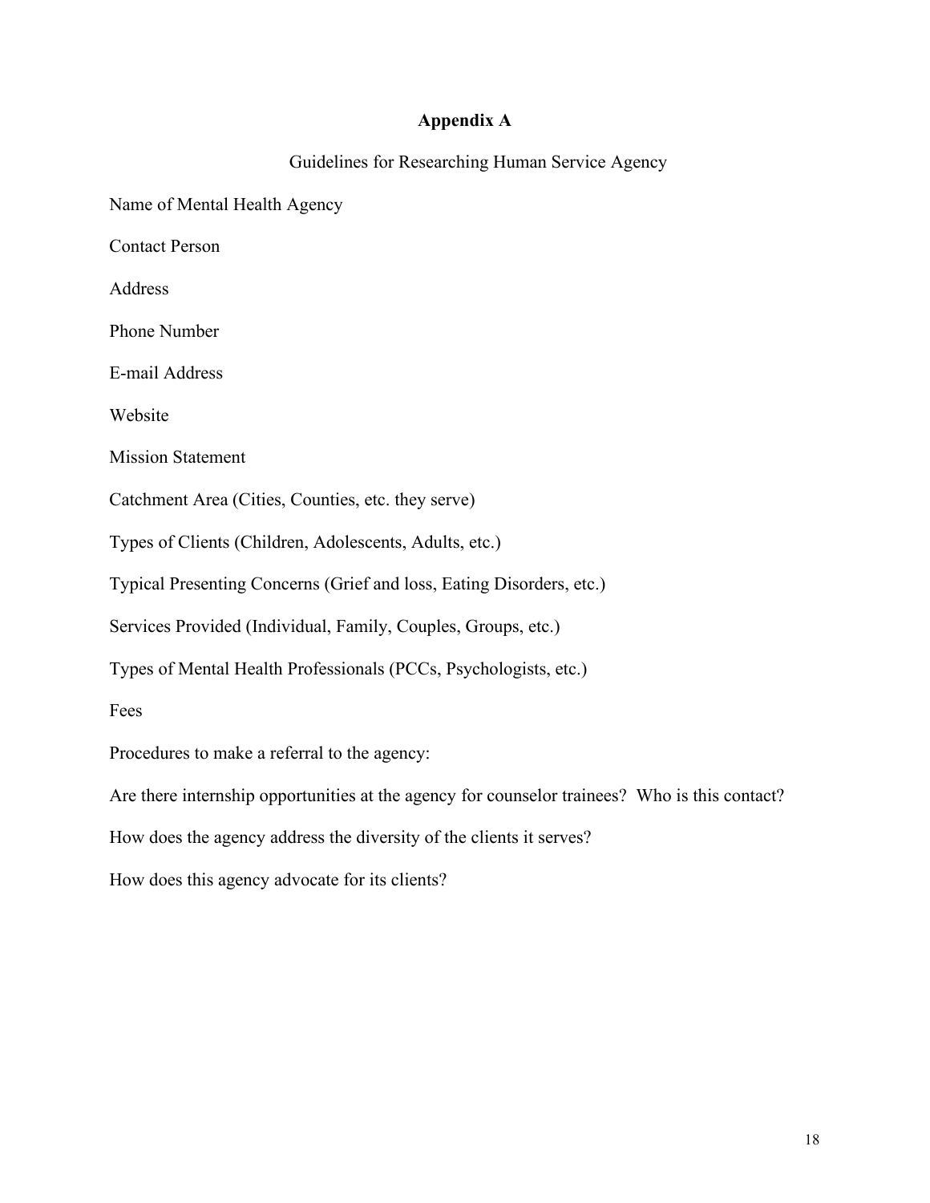# Appendix A

Guidelines for Researching Human Service Agency

Name of Mental Health Agency

Contact Person

Address

Phone Number

E-mail Address

Website

Mission Statement

Catchment Area (Cities, Counties, etc. they serve)

Types of Clients (Children, Adolescents, Adults, etc.)

Typical Presenting Concerns (Grief and loss, Eating Disorders, etc.)

Services Provided (Individual, Family, Couples, Groups, etc.)

Types of Mental Health Professionals (PCCs, Psychologists, etc.)

Fees

Procedures to make a referral to the agency:

Are there internship opportunities at the agency for counselor trainees? Who is this contact?

How does the agency address the diversity of the clients it serves?

How does this agency advocate for its clients?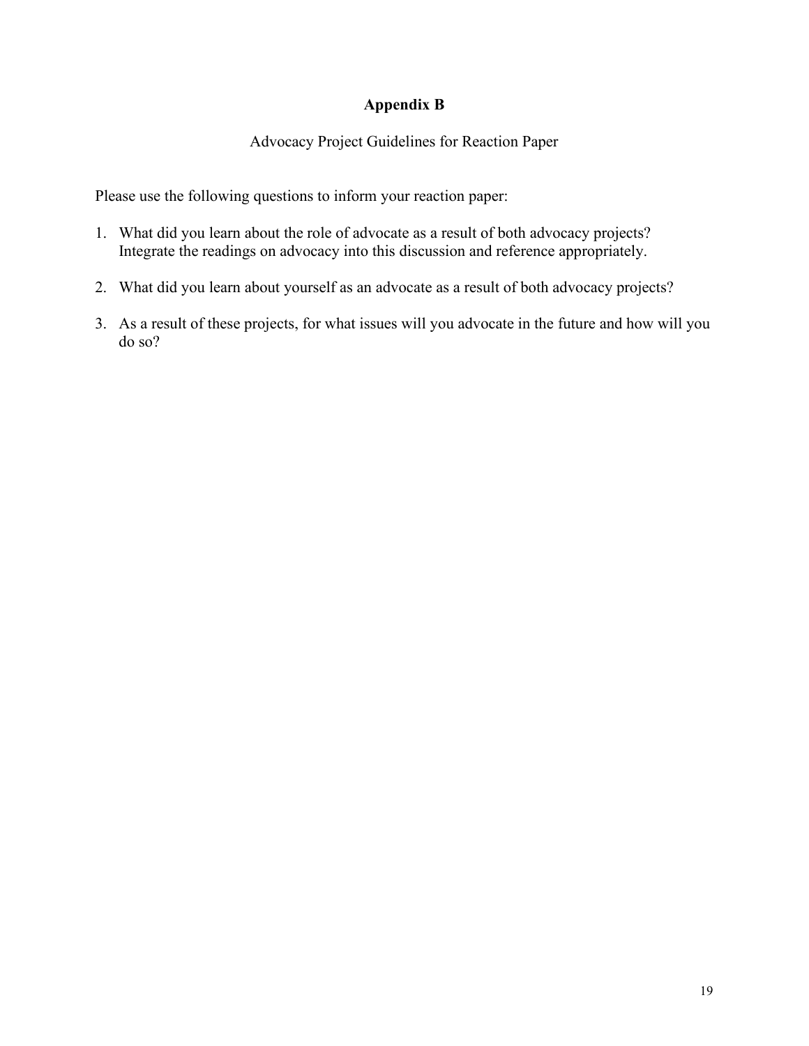## Appendix B

Advocacy Project Guidelines for Reaction Paper

Please use the following questions to inform your reaction paper:

1. What did you learn about the role of advocate as a result of both advocacy projects? Integrate the readings on advocacy into this discussion and reference appropriately.

2. What did you learn about yourself as an advocate as a result of both advocacy projects?

3. As a result of these projects, for what issues will you advocate in the future and how will you do so?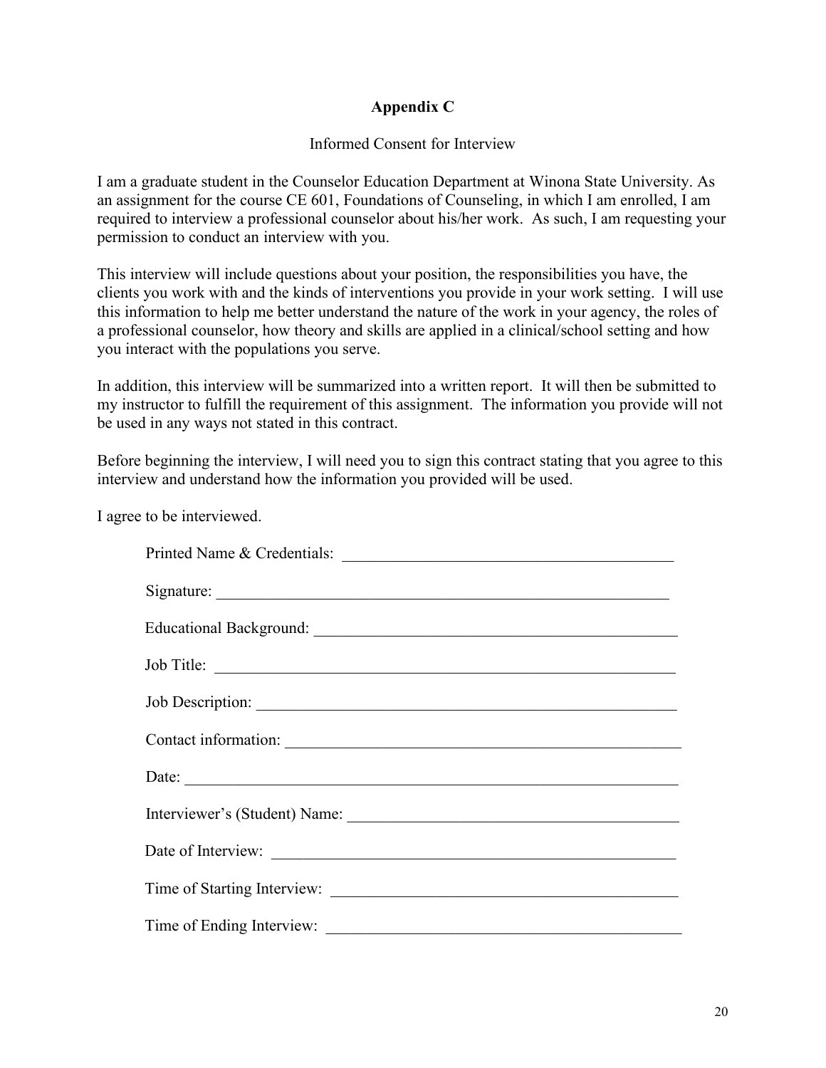## Appendix C

Informed Consent for Interview

I am a graduate student in the Counselor Education Department at Winona State University. As an assignment for the course CE 601, Foundations of Counseling, in which I am enrolled, I am required to interview a professional counselor about his/her work. As such, I am requesting your permission to conduct an interview with you.

This interview will include questions about your position, the responsibilities you have, the clients you work with and the kinds of interventions you provide in your work setting. I will use this information to help me better understand the nature of the work in your agency, the roles of a professional counselor, how theory and skills are applied in a clinical/school setting and how you interact with the populations you serve.

In addition, this interview will be summarized into a written report. It will then be submitted to my instructor to fulfill the requirement of this assignment. The information you provide will not be used in any ways not stated in this contract.

Before beginning the interview, I will need you to sign this contract stating that you agree to this interview and understand how the information you provided will be used.

I agree to be interviewed.

Printed Name & Credentials: ___________________________________________

Signature: ___________________________________________________________

Educational Background: _______________________________________________

Job Title: ____________________________________________________________

Job Description: ______________________________________________________

Contact information: ___________________________________________________

Date: ________________________________________________________________

Interviewer's (Student) Name: ___________________________________________

Date of Interview: _____________________________________________________

Time of Starting Interview: ______________________________________________

Time of Ending Interview: _______________________________________________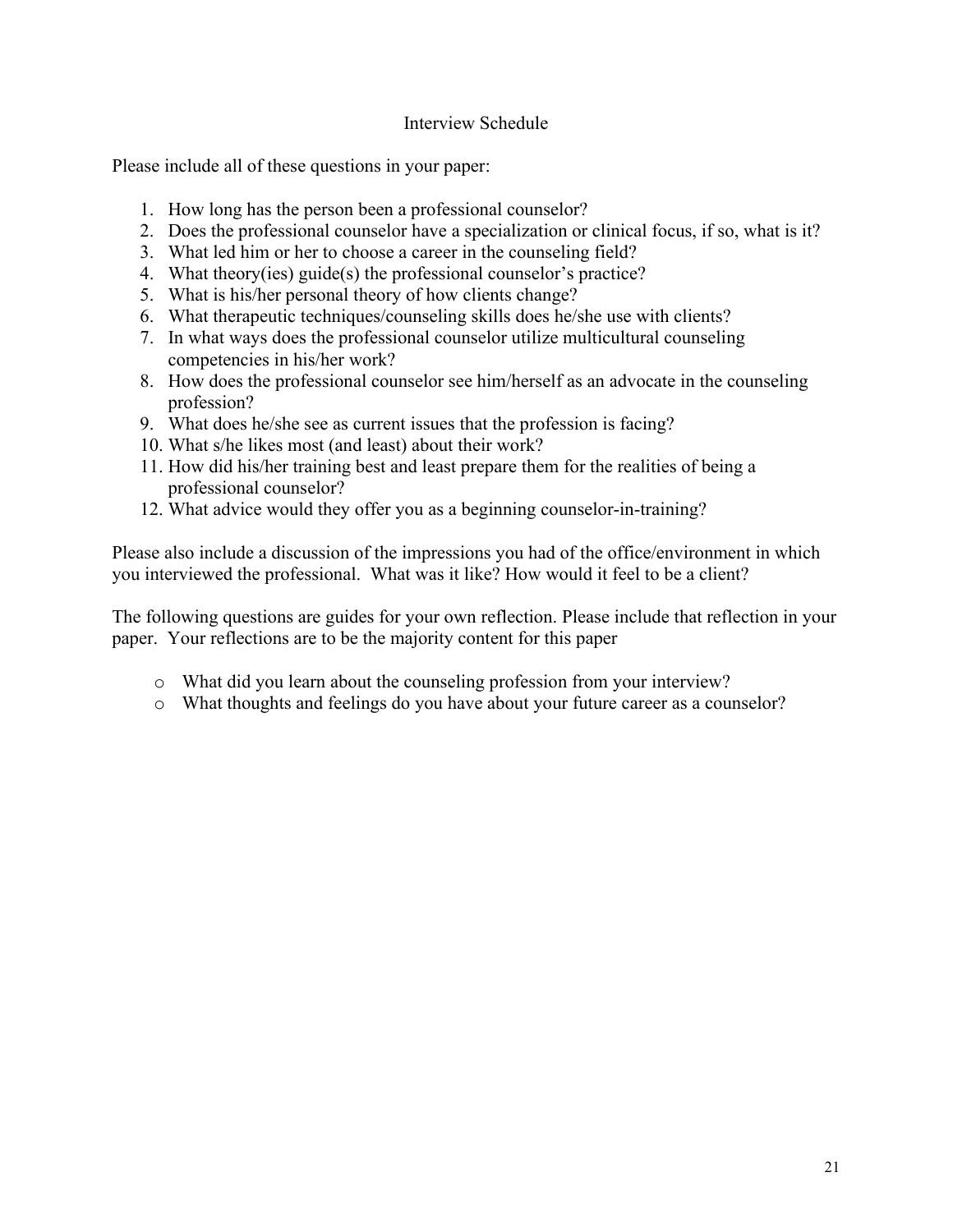## Interview Schedule

Please include all of these questions in your paper:

1. How long has the person been a professional counselor?
2. Does the professional counselor have a specialization or clinical focus, if so, what is it?
3. What led him or her to choose a career in the counseling field?
4. What theory(ies) guide(s) the professional counselor's practice?
5. What is his/her personal theory of how clients change?
6. What therapeutic techniques/counseling skills does he/she use with clients?
7. In what ways does the professional counselor utilize multicultural counseling competencies in his/her work?
8. How does the professional counselor see him/herself as an advocate in the counseling profession?
9. What does he/she see as current issues that the profession is facing?
10. What s/he likes most (and least) about their work?
11. How did his/her training best and least prepare them for the realities of being a professional counselor?
12. What advice would they offer you as a beginning counselor-in-training?

Please also include a discussion of the impressions you had of the office/environment in which you interviewed the professional. What was it like? How would it feel to be a client?

The following questions are guides for your own reflection. Please include that reflection in your paper. Your reflections are to be the majority content for this paper

- What did you learn about the counseling profession from your interview?
- What thoughts and feelings do you have about your future career as a counselor?